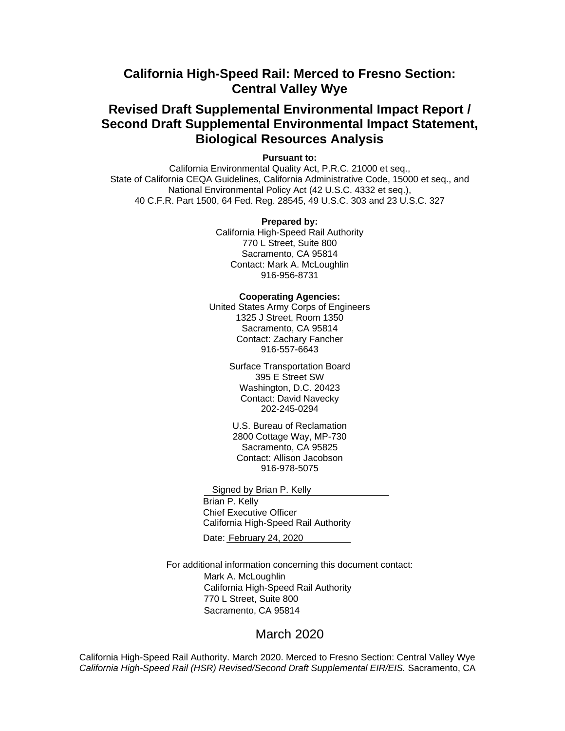# California High-Speed Rail: Merced to Fresno Section: Central Valley Wye

## Revised Draft Supplemental Environmental Impact Report / Second Draft Supplemental Environmental Impact Statement, Biological Resources Analysis

**Pursuant to:**

California Environmental Quality Act, P.R.C. 21000 et seq.,
State of California CEQA Guidelines, California Administrative Code, 15000 et seq., and
National Environmental Policy Act (42 U.S.C. 4332 et seq.),
40 C.F.R. Part 1500, 64 Fed. Reg. 28545, 49 U.S.C. 303 and 23 U.S.C. 327

**Prepared by:**

California High-Speed Rail Authority
770 L Street, Suite 800
Sacramento, CA 95814
Contact: Mark A. McLoughlin
916-956-8731

**Cooperating Agencies:**

United States Army Corps of Engineers
1325 J Street, Room 1350
Sacramento, CA 95814
Contact: Zachary Fancher
916-557-6643

Surface Transportation Board
395 E Street SW
Washington, D.C. 20423
Contact: David Navecky
202-245-0294

U.S. Bureau of Reclamation
2800 Cottage Way, MP-730
Sacramento, CA 95825
Contact: Allison Jacobson
916-978-5075

Signed by Brian P. Kelly
Brian P. Kelly
Chief Executive Officer
California High-Speed Rail Authority

Date: February 24, 2020

For additional information concerning this document contact:

Mark A. McLoughlin
California High-Speed Rail Authority
770 L Street, Suite 800
Sacramento, CA 95814

March 2020

California High-Speed Rail Authority. March 2020. Merced to Fresno Section: Central Valley Wye *California High-Speed Rail (HSR) Revised/Second Draft Supplemental EIR/EIS.* Sacramento, CA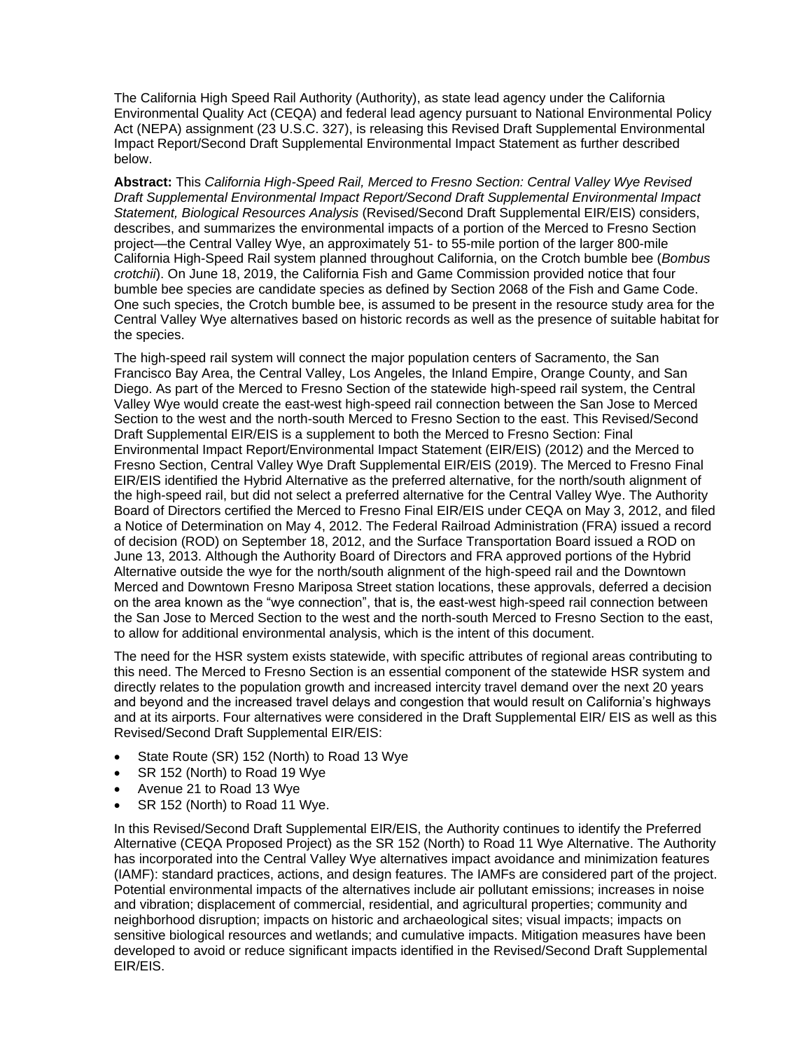The California High Speed Rail Authority (Authority), as state lead agency under the California Environmental Quality Act (CEQA) and federal lead agency pursuant to National Environmental Policy Act (NEPA) assignment (23 U.S.C. 327), is releasing this Revised Draft Supplemental Environmental Impact Report/Second Draft Supplemental Environmental Impact Statement as further described below.

**Abstract:** This *California High-Speed Rail, Merced to Fresno Section: Central Valley Wye Revised Draft Supplemental Environmental Impact Report/Second Draft Supplemental Environmental Impact Statement, Biological Resources Analysis* (Revised/Second Draft Supplemental EIR/EIS) considers, describes, and summarizes the environmental impacts of a portion of the Merced to Fresno Section project—the Central Valley Wye, an approximately 51- to 55-mile portion of the larger 800-mile California High-Speed Rail system planned throughout California, on the Crotch bumble bee (*Bombus crotchii*). On June 18, 2019, the California Fish and Game Commission provided notice that four bumble bee species are candidate species as defined by Section 2068 of the Fish and Game Code. One such species, the Crotch bumble bee, is assumed to be present in the resource study area for the Central Valley Wye alternatives based on historic records as well as the presence of suitable habitat for the species.

The high-speed rail system will connect the major population centers of Sacramento, the San Francisco Bay Area, the Central Valley, Los Angeles, the Inland Empire, Orange County, and San Diego. As part of the Merced to Fresno Section of the statewide high-speed rail system, the Central Valley Wye would create the east-west high-speed rail connection between the San Jose to Merced Section to the west and the north-south Merced to Fresno Section to the east. This Revised/Second Draft Supplemental EIR/EIS is a supplement to both the Merced to Fresno Section: Final Environmental Impact Report/Environmental Impact Statement (EIR/EIS) (2012) and the Merced to Fresno Section, Central Valley Wye Draft Supplemental EIR/EIS (2019). The Merced to Fresno Final EIR/EIS identified the Hybrid Alternative as the preferred alternative, for the north/south alignment of the high-speed rail, but did not select a preferred alternative for the Central Valley Wye. The Authority Board of Directors certified the Merced to Fresno Final EIR/EIS under CEQA on May 3, 2012, and filed a Notice of Determination on May 4, 2012. The Federal Railroad Administration (FRA) issued a record of decision (ROD) on September 18, 2012, and the Surface Transportation Board issued a ROD on June 13, 2013. Although the Authority Board of Directors and FRA approved portions of the Hybrid Alternative outside the wye for the north/south alignment of the high-speed rail and the Downtown Merced and Downtown Fresno Mariposa Street station locations, these approvals, deferred a decision on the area known as the "wye connection", that is, the east-west high-speed rail connection between the San Jose to Merced Section to the west and the north-south Merced to Fresno Section to the east, to allow for additional environmental analysis, which is the intent of this document.

The need for the HSR system exists statewide, with specific attributes of regional areas contributing to this need. The Merced to Fresno Section is an essential component of the statewide HSR system and directly relates to the population growth and increased intercity travel demand over the next 20 years and beyond and the increased travel delays and congestion that would result on California's highways and at its airports. Four alternatives were considered in the Draft Supplemental EIR/ EIS as well as this Revised/Second Draft Supplemental EIR/EIS:

- State Route (SR) 152 (North) to Road 13 Wye
- SR 152 (North) to Road 19 Wye
- Avenue 21 to Road 13 Wye
- SR 152 (North) to Road 11 Wye.

In this Revised/Second Draft Supplemental EIR/EIS, the Authority continues to identify the Preferred Alternative (CEQA Proposed Project) as the SR 152 (North) to Road 11 Wye Alternative. The Authority has incorporated into the Central Valley Wye alternatives impact avoidance and minimization features (IAMF): standard practices, actions, and design features. The IAMFs are considered part of the project. Potential environmental impacts of the alternatives include air pollutant emissions; increases in noise and vibration; displacement of commercial, residential, and agricultural properties; community and neighborhood disruption; impacts on historic and archaeological sites; visual impacts; impacts on sensitive biological resources and wetlands; and cumulative impacts. Mitigation measures have been developed to avoid or reduce significant impacts identified in the Revised/Second Draft Supplemental EIR/EIS.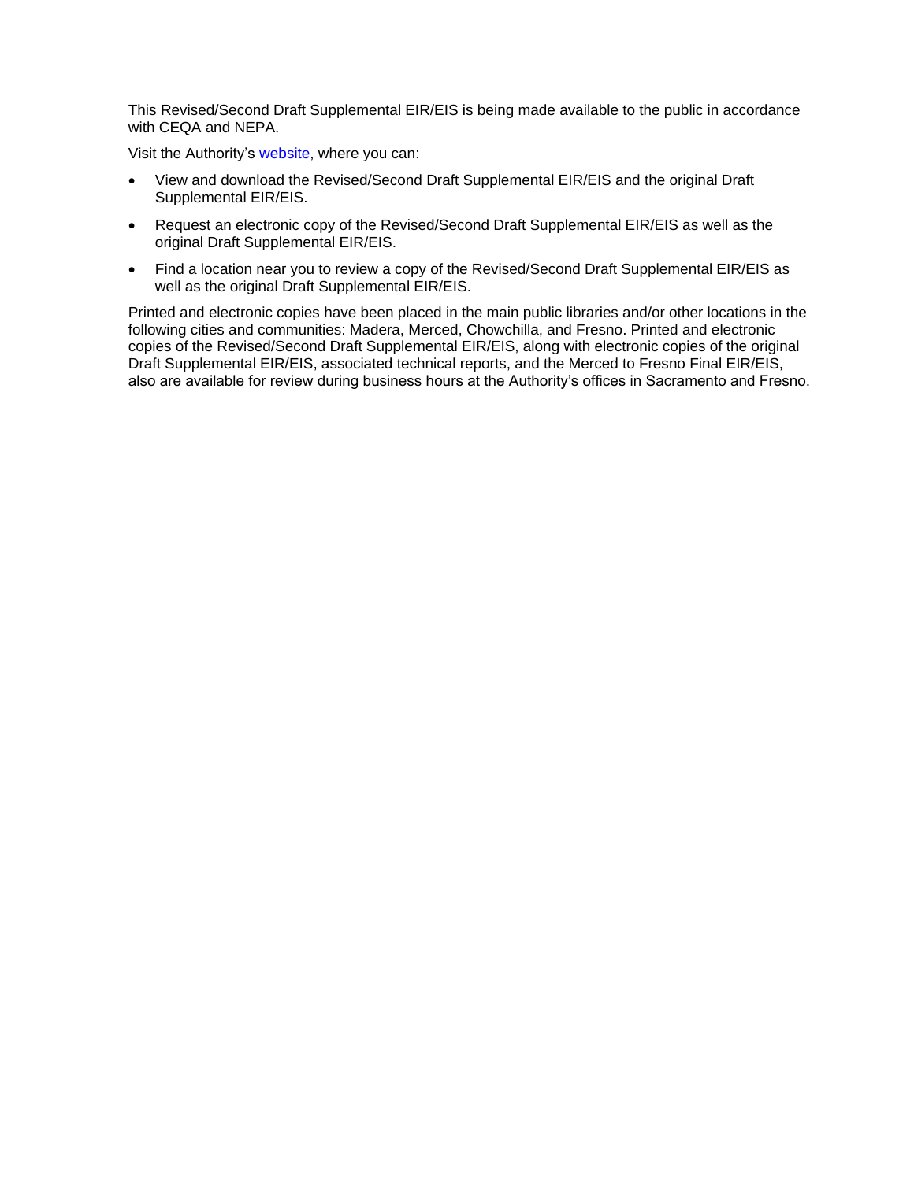This Revised/Second Draft Supplemental EIR/EIS is being made available to the public in accordance with CEQA and NEPA.

Visit the Authority's website, where you can:

- View and download the Revised/Second Draft Supplemental EIR/EIS and the original Draft Supplemental EIR/EIS.
- Request an electronic copy of the Revised/Second Draft Supplemental EIR/EIS as well as the original Draft Supplemental EIR/EIS.
- Find a location near you to review a copy of the Revised/Second Draft Supplemental EIR/EIS as well as the original Draft Supplemental EIR/EIS.

Printed and electronic copies have been placed in the main public libraries and/or other locations in the following cities and communities: Madera, Merced, Chowchilla, and Fresno. Printed and electronic copies of the Revised/Second Draft Supplemental EIR/EIS, along with electronic copies of the original Draft Supplemental EIR/EIS, associated technical reports, and the Merced to Fresno Final EIR/EIS, also are available for review during business hours at the Authority's offices in Sacramento and Fresno.